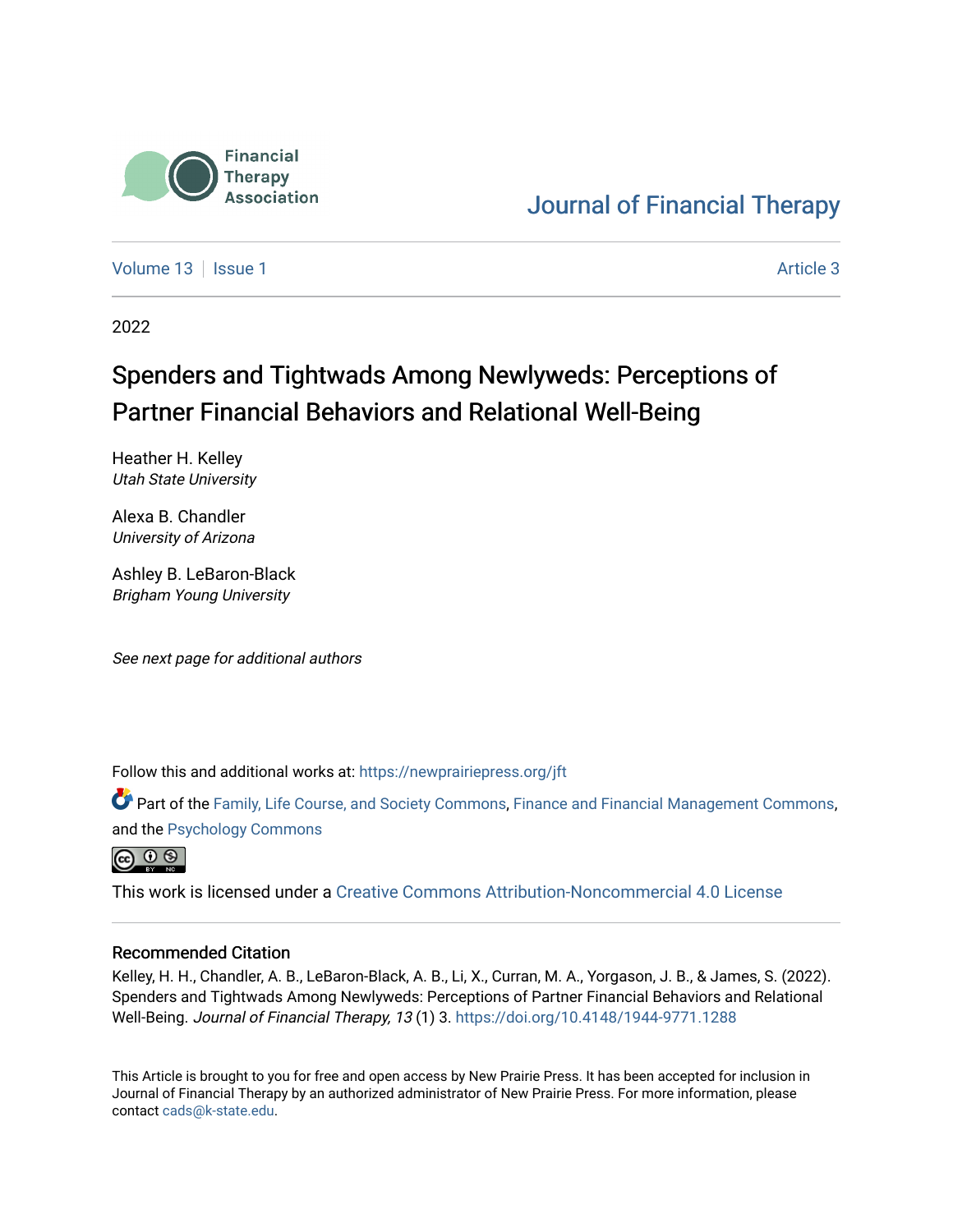Financial Therapy Association

Journal of Financial Therapy

Volume 13 | Issue 1 | Article 3

2022

# Spenders and Tightwads Among Newlyweds: Perceptions of Partner Financial Behaviors and Relational Well-Being

Heather H. Kelley
*Utah State University*

Alexa B. Chandler
*University of Arizona*

Ashley B. LeBaron-Black
*Brigham Young University*

*See next page for additional authors*

Follow this and additional works at: https://newprairiepress.org/jft

Part of the Family, Life Course, and Society Commons, Finance and Financial Management Commons, and the Psychology Commons

This work is licensed under a Creative Commons Attribution-Noncommercial 4.0 License

## Recommended Citation

Kelley, H. H., Chandler, A. B., LeBaron-Black, A. B., Li, X., Curran, M. A., Yorgason, J. B., & James, S. (2022). Spenders and Tightwads Among Newlyweds: Perceptions of Partner Financial Behaviors and Relational Well-Being. *Journal of Financial Therapy, 13* (1) 3. https://doi.org/10.4148/1944-9771.1288

This Article is brought to you for free and open access by New Prairie Press. It has been accepted for inclusion in Journal of Financial Therapy by an authorized administrator of New Prairie Press. For more information, please contact cads@k-state.edu.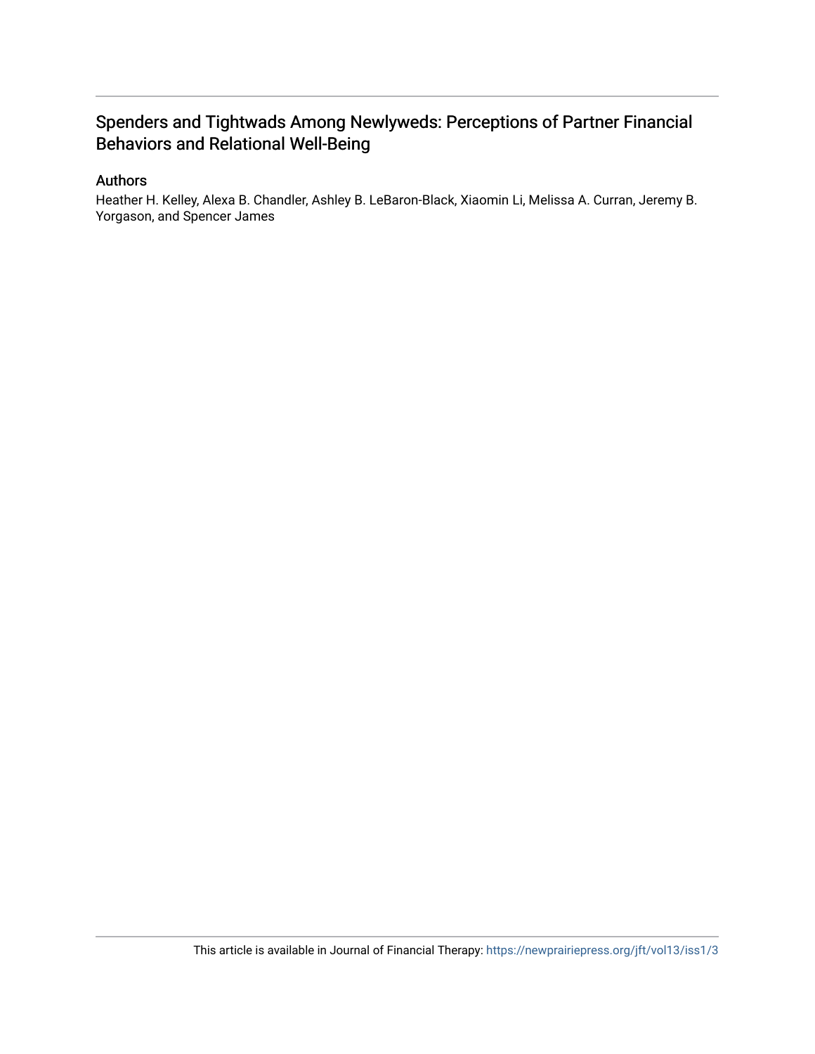# Spenders and Tightwads Among Newlyweds: Perceptions of Partner Financial Behaviors and Relational Well-Being

## Authors

Heather H. Kelley, Alexa B. Chandler, Ashley B. LeBaron-Black, Xiaomin Li, Melissa A. Curran, Jeremy B. Yorgason, and Spencer James

This article is available in Journal of Financial Therapy: https://newprairiepress.org/jft/vol13/iss1/3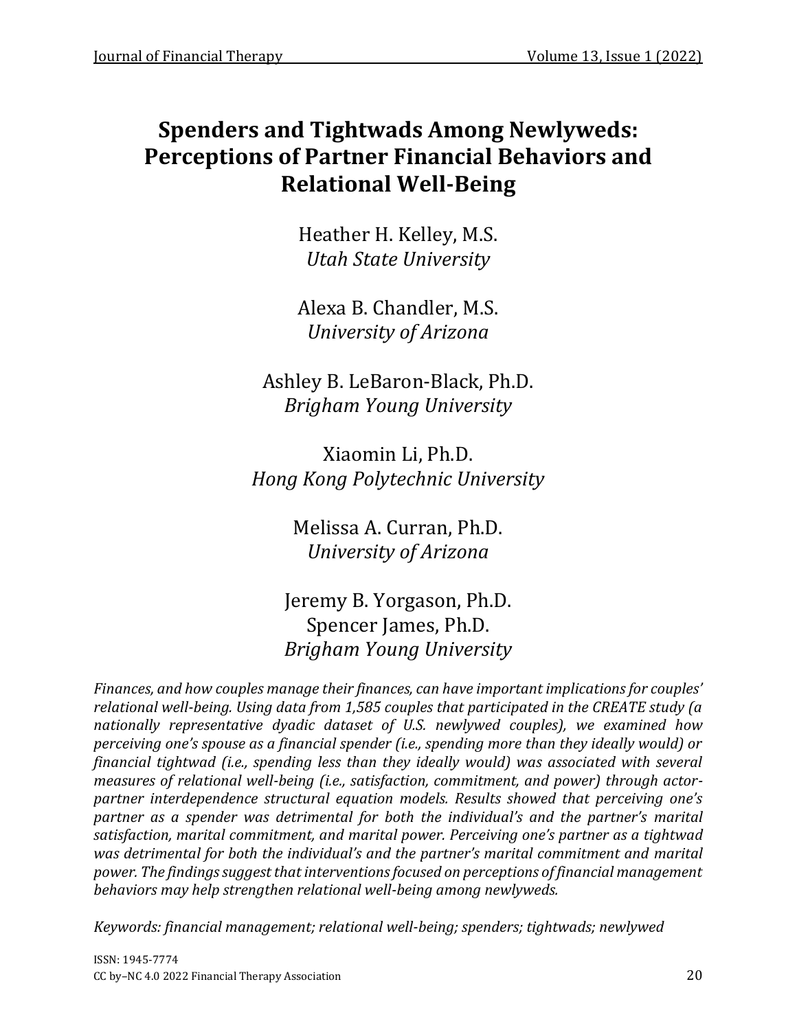# Spenders and Tightwads Among Newlyweds: Perceptions of Partner Financial Behaviors and Relational Well-Being

Heather H. Kelley, M.S.
*Utah State University*

Alexa B. Chandler, M.S.
*University of Arizona*

Ashley B. LeBaron-Black, Ph.D.
*Brigham Young University*

Xiaomin Li, Ph.D.
*Hong Kong Polytechnic University*

Melissa A. Curran, Ph.D.
*University of Arizona*

Jeremy B. Yorgason, Ph.D.
Spencer James, Ph.D.
*Brigham Young University*

*Finances, and how couples manage their finances, can have important implications for couples' relational well-being. Using data from 1,585 couples that participated in the CREATE study (a nationally representative dyadic dataset of U.S. newlywed couples), we examined how perceiving one's spouse as a financial spender (i.e., spending more than they ideally would) or financial tightwad (i.e., spending less than they ideally would) was associated with several measures of relational well-being (i.e., satisfaction, commitment, and power) through actor-partner interdependence structural equation models. Results showed that perceiving one's partner as a spender was detrimental for both the individual's and the partner's marital satisfaction, marital commitment, and marital power. Perceiving one's partner as a tightwad was detrimental for both the individual's and the partner's marital commitment and marital power. The findings suggest that interventions focused on perceptions of financial management behaviors may help strengthen relational well-being among newlyweds.*

*Keywords: financial management; relational well-being; spenders; tightwads; newlywed*

ISSN: 1945-7774
CC by–NC 4.0 2022 Financial Therapy Association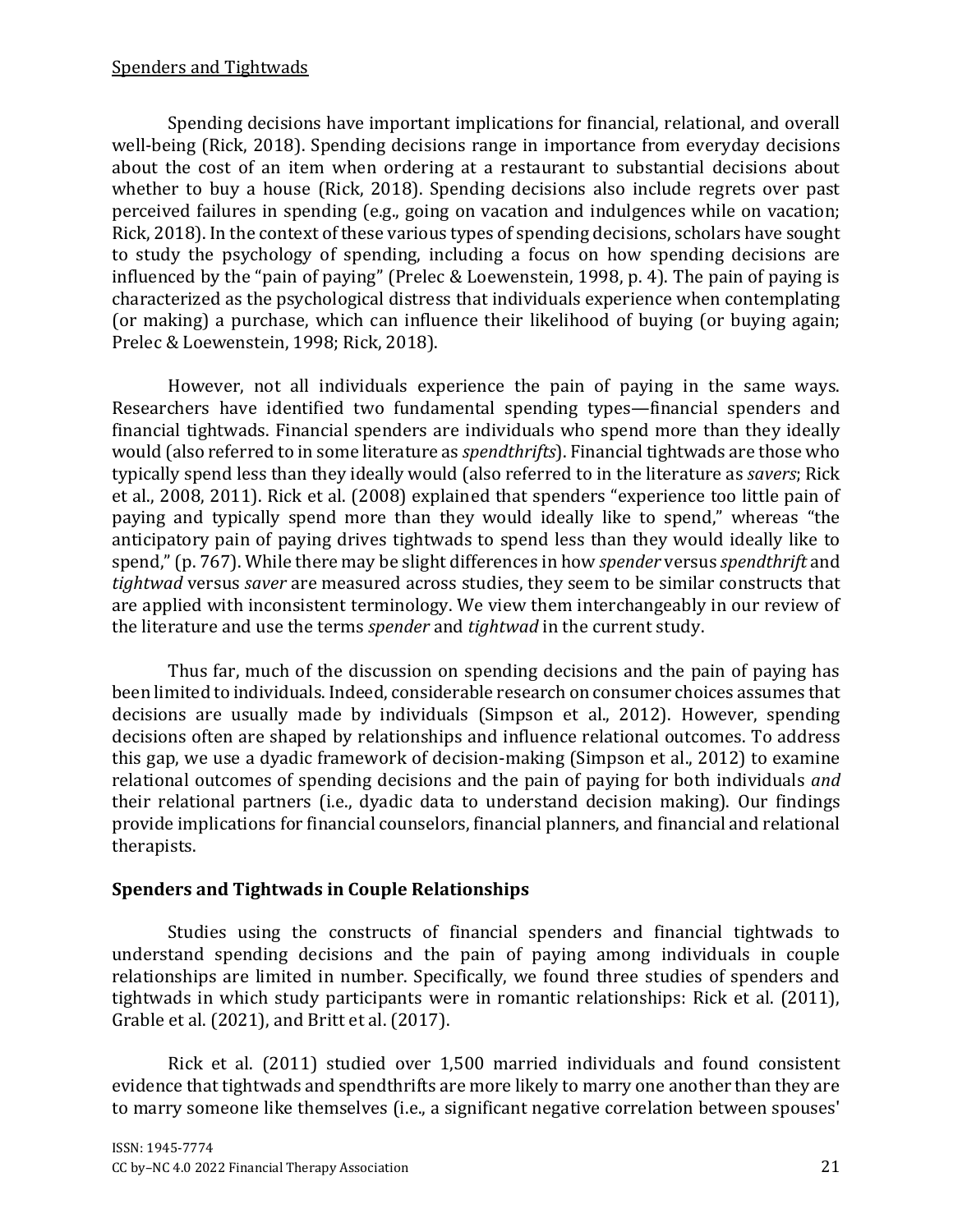Spending decisions have important implications for financial, relational, and overall well-being (Rick, 2018). Spending decisions range in importance from everyday decisions about the cost of an item when ordering at a restaurant to substantial decisions about whether to buy a house (Rick, 2018). Spending decisions also include regrets over past perceived failures in spending (e.g., going on vacation and indulgences while on vacation; Rick, 2018). In the context of these various types of spending decisions, scholars have sought to study the psychology of spending, including a focus on how spending decisions are influenced by the "pain of paying" (Prelec & Loewenstein, 1998, p. 4). The pain of paying is characterized as the psychological distress that individuals experience when contemplating (or making) a purchase, which can influence their likelihood of buying (or buying again; Prelec & Loewenstein, 1998; Rick, 2018).

However, not all individuals experience the pain of paying in the same ways. Researchers have identified two fundamental spending types—financial spenders and financial tightwads. Financial spenders are individuals who spend more than they ideally would (also referred to in some literature as *spendthrifts*). Financial tightwads are those who typically spend less than they ideally would (also referred to in the literature as *savers*; Rick et al., 2008, 2011). Rick et al. (2008) explained that spenders "experience too little pain of paying and typically spend more than they would ideally like to spend," whereas "the anticipatory pain of paying drives tightwads to spend less than they would ideally like to spend," (p. 767). While there may be slight differences in how *spender* versus *spendthrift* and *tightwad* versus *saver* are measured across studies, they seem to be similar constructs that are applied with inconsistent terminology. We view them interchangeably in our review of the literature and use the terms *spender* and *tightwad* in the current study.

Thus far, much of the discussion on spending decisions and the pain of paying has been limited to individuals. Indeed, considerable research on consumer choices assumes that decisions are usually made by individuals (Simpson et al., 2012). However, spending decisions often are shaped by relationships and influence relational outcomes. To address this gap, we use a dyadic framework of decision-making (Simpson et al., 2012) to examine relational outcomes of spending decisions and the pain of paying for both individuals *and* their relational partners (i.e., dyadic data to understand decision making). Our findings provide implications for financial counselors, financial planners, and financial and relational therapists.

## Spenders and Tightwads in Couple Relationships

Studies using the constructs of financial spenders and financial tightwads to understand spending decisions and the pain of paying among individuals in couple relationships are limited in number. Specifically, we found three studies of spenders and tightwads in which study participants were in romantic relationships: Rick et al. (2011), Grable et al. (2021), and Britt et al. (2017).

Rick et al. (2011) studied over 1,500 married individuals and found consistent evidence that tightwads and spendthrifts are more likely to marry one another than they are to marry someone like themselves (i.e., a significant negative correlation between spouses'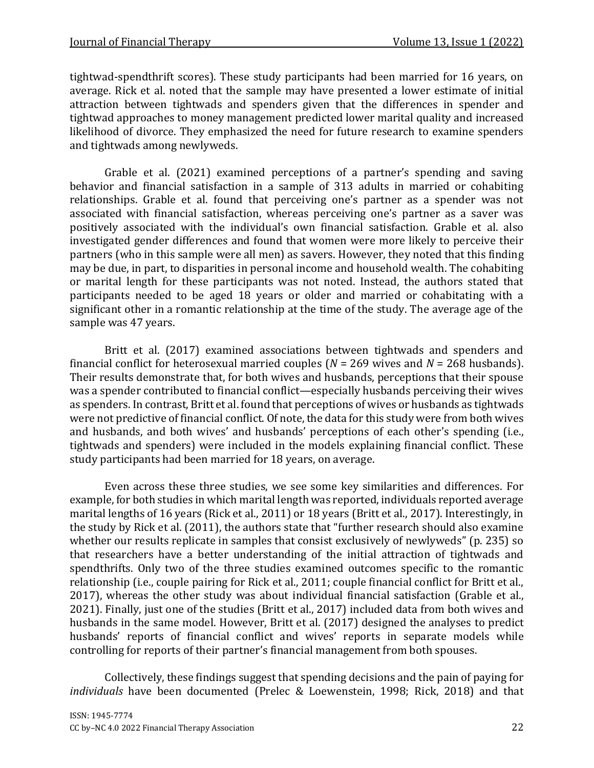tightwad-spendthrift scores). These study participants had been married for 16 years, on average. Rick et al. noted that the sample may have presented a lower estimate of initial attraction between tightwads and spenders given that the differences in spender and tightwad approaches to money management predicted lower marital quality and increased likelihood of divorce. They emphasized the need for future research to examine spenders and tightwads among newlyweds.

Grable et al. (2021) examined perceptions of a partner's spending and saving behavior and financial satisfaction in a sample of 313 adults in married or cohabiting relationships. Grable et al. found that perceiving one's partner as a spender was not associated with financial satisfaction, whereas perceiving one's partner as a saver was positively associated with the individual's own financial satisfaction. Grable et al. also investigated gender differences and found that women were more likely to perceive their partners (who in this sample were all men) as savers. However, they noted that this finding may be due, in part, to disparities in personal income and household wealth. The cohabiting or marital length for these participants was not noted. Instead, the authors stated that participants needed to be aged 18 years or older and married or cohabitating with a significant other in a romantic relationship at the time of the study. The average age of the sample was 47 years.

Britt et al. (2017) examined associations between tightwads and spenders and financial conflict for heterosexual married couples ($N$ = 269 wives and $N$ = 268 husbands). Their results demonstrate that, for both wives and husbands, perceptions that their spouse was a spender contributed to financial conflict—especially husbands perceiving their wives as spenders. In contrast, Britt et al. found that perceptions of wives or husbands as tightwads were not predictive of financial conflict. Of note, the data for this study were from both wives and husbands, and both wives' and husbands' perceptions of each other's spending (i.e., tightwads and spenders) were included in the models explaining financial conflict. These study participants had been married for 18 years, on average.

Even across these three studies, we see some key similarities and differences. For example, for both studies in which marital length was reported, individuals reported average marital lengths of 16 years (Rick et al., 2011) or 18 years (Britt et al., 2017). Interestingly, in the study by Rick et al. (2011), the authors state that "further research should also examine whether our results replicate in samples that consist exclusively of newlyweds" (p. 235) so that researchers have a better understanding of the initial attraction of tightwads and spendthrifts. Only two of the three studies examined outcomes specific to the romantic relationship (i.e., couple pairing for Rick et al., 2011; couple financial conflict for Britt et al., 2017), whereas the other study was about individual financial satisfaction (Grable et al., 2021). Finally, just one of the studies (Britt et al., 2017) included data from both wives and husbands in the same model. However, Britt et al. (2017) designed the analyses to predict husbands' reports of financial conflict and wives' reports in separate models while controlling for reports of their partner's financial management from both spouses.

Collectively, these findings suggest that spending decisions and the pain of paying for *individuals* have been documented (Prelec & Loewenstein, 1998; Rick, 2018) and that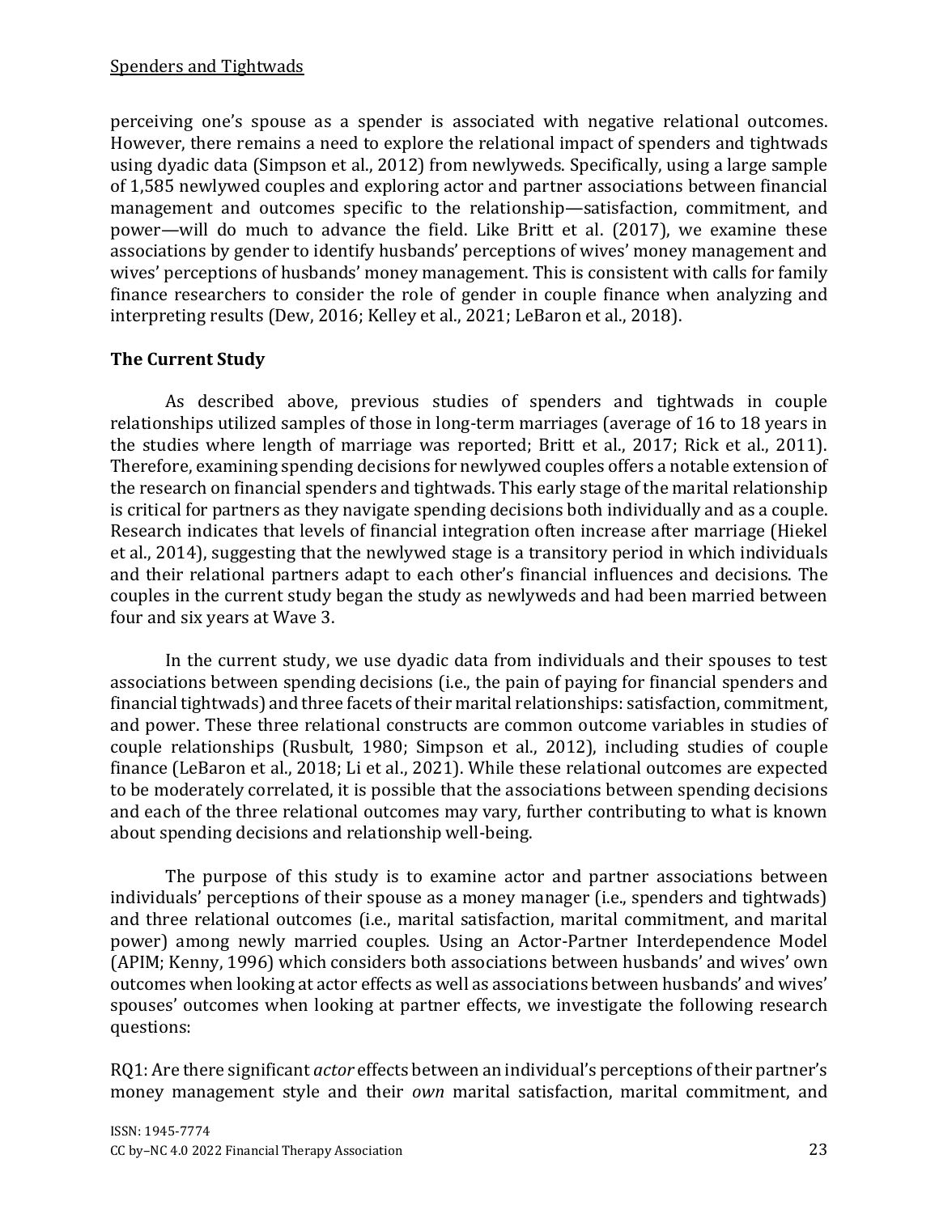perceiving one's spouse as a spender is associated with negative relational outcomes. However, there remains a need to explore the relational impact of spenders and tightwads using dyadic data (Simpson et al., 2012) from newlyweds. Specifically, using a large sample of 1,585 newlywed couples and exploring actor and partner associations between financial management and outcomes specific to the relationship—satisfaction, commitment, and power—will do much to advance the field. Like Britt et al. (2017), we examine these associations by gender to identify husbands' perceptions of wives' money management and wives' perceptions of husbands' money management. This is consistent with calls for family finance researchers to consider the role of gender in couple finance when analyzing and interpreting results (Dew, 2016; Kelley et al., 2021; LeBaron et al., 2018).

## The Current Study

As described above, previous studies of spenders and tightwads in couple relationships utilized samples of those in long-term marriages (average of 16 to 18 years in the studies where length of marriage was reported; Britt et al., 2017; Rick et al., 2011). Therefore, examining spending decisions for newlywed couples offers a notable extension of the research on financial spenders and tightwads. This early stage of the marital relationship is critical for partners as they navigate spending decisions both individually and as a couple. Research indicates that levels of financial integration often increase after marriage (Hiekel et al., 2014), suggesting that the newlywed stage is a transitory period in which individuals and their relational partners adapt to each other's financial influences and decisions. The couples in the current study began the study as newlyweds and had been married between four and six years at Wave 3.

In the current study, we use dyadic data from individuals and their spouses to test associations between spending decisions (i.e., the pain of paying for financial spenders and financial tightwads) and three facets of their marital relationships: satisfaction, commitment, and power. These three relational constructs are common outcome variables in studies of couple relationships (Rusbult, 1980; Simpson et al., 2012), including studies of couple finance (LeBaron et al., 2018; Li et al., 2021). While these relational outcomes are expected to be moderately correlated, it is possible that the associations between spending decisions and each of the three relational outcomes may vary, further contributing to what is known about spending decisions and relationship well-being.

The purpose of this study is to examine actor and partner associations between individuals' perceptions of their spouse as a money manager (i.e., spenders and tightwads) and three relational outcomes (i.e., marital satisfaction, marital commitment, and marital power) among newly married couples. Using an Actor-Partner Interdependence Model (APIM; Kenny, 1996) which considers both associations between husbands' and wives' own outcomes when looking at actor effects as well as associations between husbands' and wives' spouses' outcomes when looking at partner effects, we investigate the following research questions:

RQ1: Are there significant *actor* effects between an individual's perceptions of their partner's money management style and their *own* marital satisfaction, marital commitment, and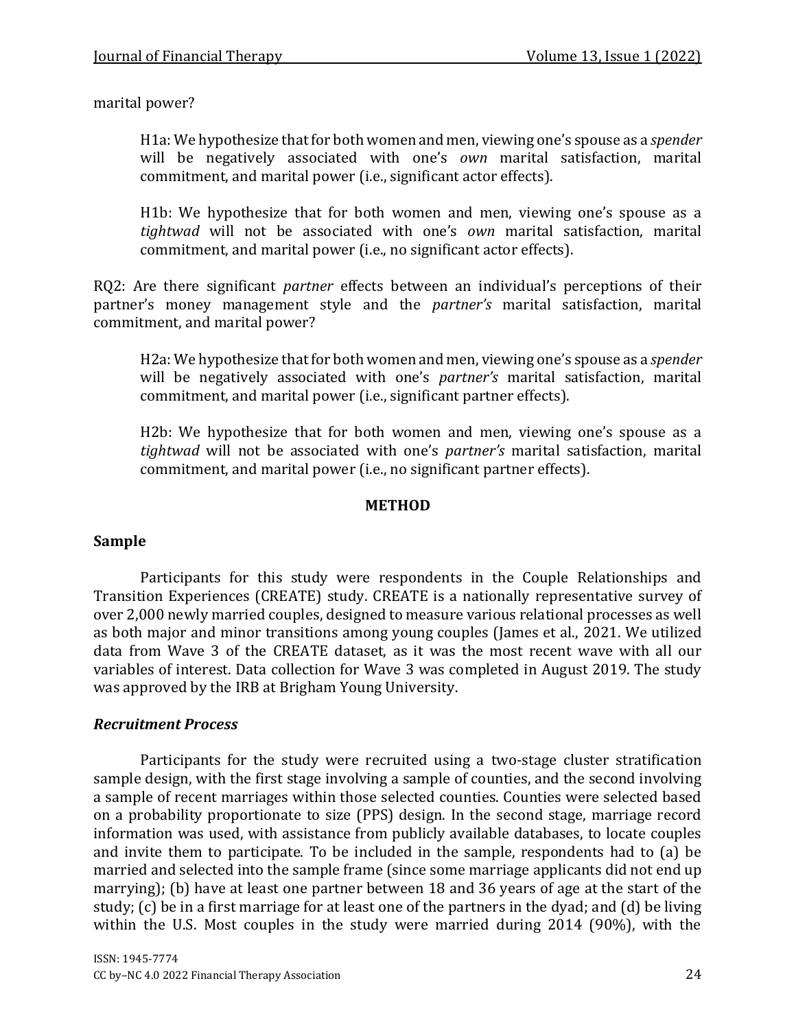marital power?

> H1a: We hypothesize that for both women and men, viewing one's spouse as a *spender* will be negatively associated with one's *own* marital satisfaction, marital commitment, and marital power (i.e., significant actor effects).
>
> H1b: We hypothesize that for both women and men, viewing one's spouse as a *tightwad* will not be associated with one's *own* marital satisfaction, marital commitment, and marital power (i.e., no significant actor effects).

RQ2: Are there significant *partner* effects between an individual's perceptions of their partner's money management style and the *partner's* marital satisfaction, marital commitment, and marital power?

> H2a: We hypothesize that for both women and men, viewing one's spouse as a *spender* will be negatively associated with one's *partner's* marital satisfaction, marital commitment, and marital power (i.e., significant partner effects).
>
> H2b: We hypothesize that for both women and men, viewing one's spouse as a *tightwad* will not be associated with one's *partner's* marital satisfaction, marital commitment, and marital power (i.e., no significant partner effects).

## METHOD

### Sample

Participants for this study were respondents in the Couple Relationships and Transition Experiences (CREATE) study. CREATE is a nationally representative survey of over 2,000 newly married couples, designed to measure various relational processes as well as both major and minor transitions among young couples (James et al., 2021. We utilized data from Wave 3 of the CREATE dataset, as it was the most recent wave with all our variables of interest. Data collection for Wave 3 was completed in August 2019. The study was approved by the IRB at Brigham Young University.

#### *Recruitment Process*

Participants for the study were recruited using a two-stage cluster stratification sample design, with the first stage involving a sample of counties, and the second involving a sample of recent marriages within those selected counties. Counties were selected based on a probability proportionate to size (PPS) design. In the second stage, marriage record information was used, with assistance from publicly available databases, to locate couples and invite them to participate. To be included in the sample, respondents had to (a) be married and selected into the sample frame (since some marriage applicants did not end up marrying); (b) have at least one partner between 18 and 36 years of age at the start of the study; (c) be in a first marriage for at least one of the partners in the dyad; and (d) be living within the U.S. Most couples in the study were married during 2014 (90%), with the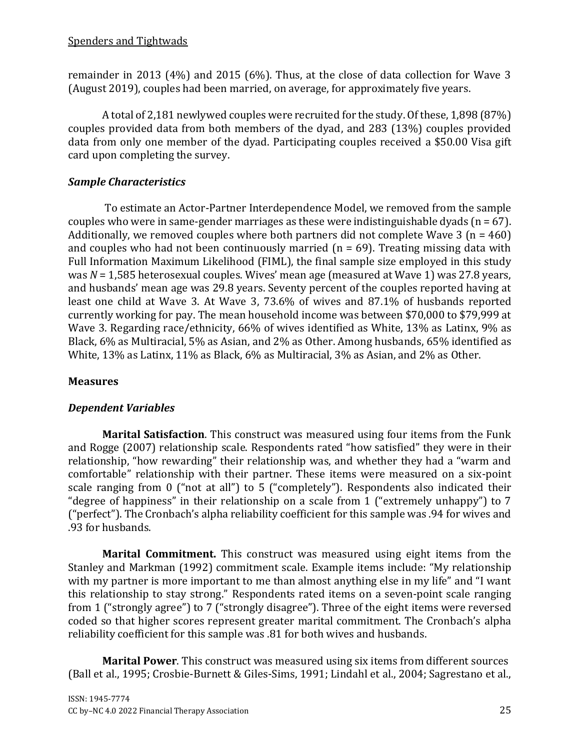remainder in 2013 (4%) and 2015 (6%). Thus, at the close of data collection for Wave 3 (August 2019), couples had been married, on average, for approximately five years.

A total of 2,181 newlywed couples were recruited for the study. Of these, 1,898 (87%) couples provided data from both members of the dyad, and 283 (13%) couples provided data from only one member of the dyad. Participating couples received a $50.00 Visa gift card upon completing the survey.

### *Sample Characteristics*

To estimate an Actor-Partner Interdependence Model, we removed from the sample couples who were in same-gender marriages as these were indistinguishable dyads (n = 67). Additionally, we removed couples where both partners did not complete Wave 3 (n = 460) and couples who had not been continuously married (n = 69). Treating missing data with Full Information Maximum Likelihood (FIML), the final sample size employed in this study was *N* = 1,585 heterosexual couples. Wives' mean age (measured at Wave 1) was 27.8 years, and husbands' mean age was 29.8 years. Seventy percent of the couples reported having at least one child at Wave 3. At Wave 3, 73.6% of wives and 87.1% of husbands reported currently working for pay. The mean household income was between $70,000 to $79,999 at Wave 3. Regarding race/ethnicity, 66% of wives identified as White, 13% as Latinx, 9% as Black, 6% as Multiracial, 5% as Asian, and 2% as Other. Among husbands, 65% identified as White, 13% as Latinx, 11% as Black, 6% as Multiracial, 3% as Asian, and 2% as Other.

## Measures

### *Dependent Variables*

**Marital Satisfaction**. This construct was measured using four items from the Funk and Rogge (2007) relationship scale. Respondents rated "how satisfied" they were in their relationship, "how rewarding" their relationship was, and whether they had a "warm and comfortable" relationship with their partner. These items were measured on a six-point scale ranging from 0 ("not at all") to 5 ("completely"). Respondents also indicated their "degree of happiness" in their relationship on a scale from 1 ("extremely unhappy") to 7 ("perfect"). The Cronbach's alpha reliability coefficient for this sample was .94 for wives and .93 for husbands.

**Marital Commitment.** This construct was measured using eight items from the Stanley and Markman (1992) commitment scale. Example items include: "My relationship with my partner is more important to me than almost anything else in my life" and "I want this relationship to stay strong." Respondents rated items on a seven-point scale ranging from 1 ("strongly agree") to 7 ("strongly disagree"). Three of the eight items were reversed coded so that higher scores represent greater marital commitment. The Cronbach's alpha reliability coefficient for this sample was .81 for both wives and husbands.

**Marital Power**. This construct was measured using six items from different sources (Ball et al., 1995; Crosbie-Burnett & Giles-Sims, 1991; Lindahl et al., 2004; Sagrestano et al.,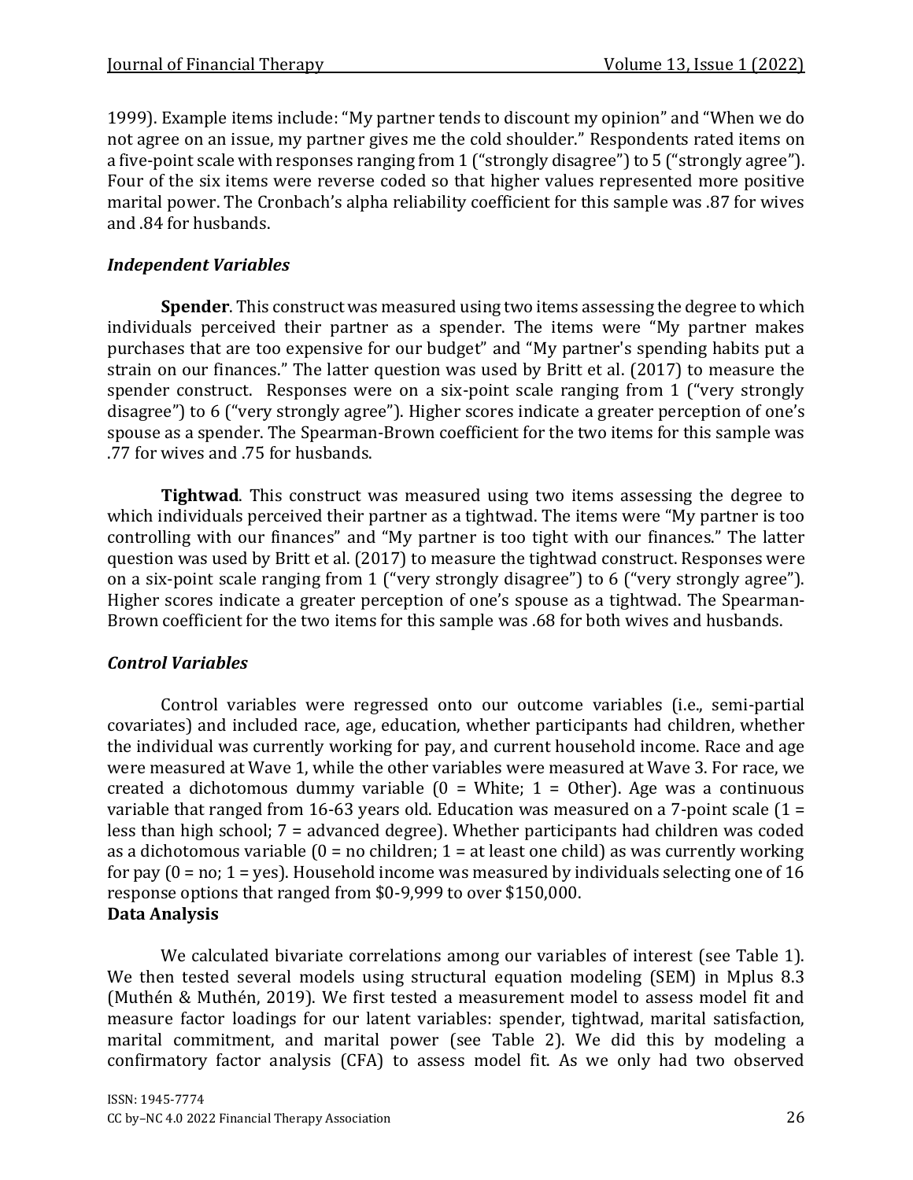1999). Example items include: "My partner tends to discount my opinion" and "When we do not agree on an issue, my partner gives me the cold shoulder." Respondents rated items on a five-point scale with responses ranging from 1 ("strongly disagree") to 5 ("strongly agree"). Four of the six items were reverse coded so that higher values represented more positive marital power. The Cronbach's alpha reliability coefficient for this sample was .87 for wives and .84 for husbands.

### *Independent Variables*

**Spender**. This construct was measured using two items assessing the degree to which individuals perceived their partner as a spender. The items were "My partner makes purchases that are too expensive for our budget" and "My partner's spending habits put a strain on our finances." The latter question was used by Britt et al. (2017) to measure the spender construct. Responses were on a six-point scale ranging from 1 ("very strongly disagree") to 6 ("very strongly agree"). Higher scores indicate a greater perception of one's spouse as a spender. The Spearman-Brown coefficient for the two items for this sample was .77 for wives and .75 for husbands.

**Tightwad**. This construct was measured using two items assessing the degree to which individuals perceived their partner as a tightwad. The items were "My partner is too controlling with our finances" and "My partner is too tight with our finances." The latter question was used by Britt et al. (2017) to measure the tightwad construct. Responses were on a six-point scale ranging from 1 ("very strongly disagree") to 6 ("very strongly agree"). Higher scores indicate a greater perception of one's spouse as a tightwad. The Spearman-Brown coefficient for the two items for this sample was .68 for both wives and husbands.

### *Control Variables*

Control variables were regressed onto our outcome variables (i.e., semi-partial covariates) and included race, age, education, whether participants had children, whether the individual was currently working for pay, and current household income. Race and age were measured at Wave 1, while the other variables were measured at Wave 3. For race, we created a dichotomous dummy variable (0 = White; 1 = Other). Age was a continuous variable that ranged from 16-63 years old. Education was measured on a 7-point scale (1 = less than high school; 7 = advanced degree). Whether participants had children was coded as a dichotomous variable (0 = no children; 1 = at least one child) as was currently working for pay (0 = no; 1 = yes). Household income was measured by individuals selecting one of 16 response options that ranged from $0-9,999 to over $150,000.

## Data Analysis

We calculated bivariate correlations among our variables of interest (see Table 1). We then tested several models using structural equation modeling (SEM) in Mplus 8.3 (Muthén & Muthén, 2019). We first tested a measurement model to assess model fit and measure factor loadings for our latent variables: spender, tightwad, marital satisfaction, marital commitment, and marital power (see Table 2). We did this by modeling a confirmatory factor analysis (CFA) to assess model fit. As we only had two observed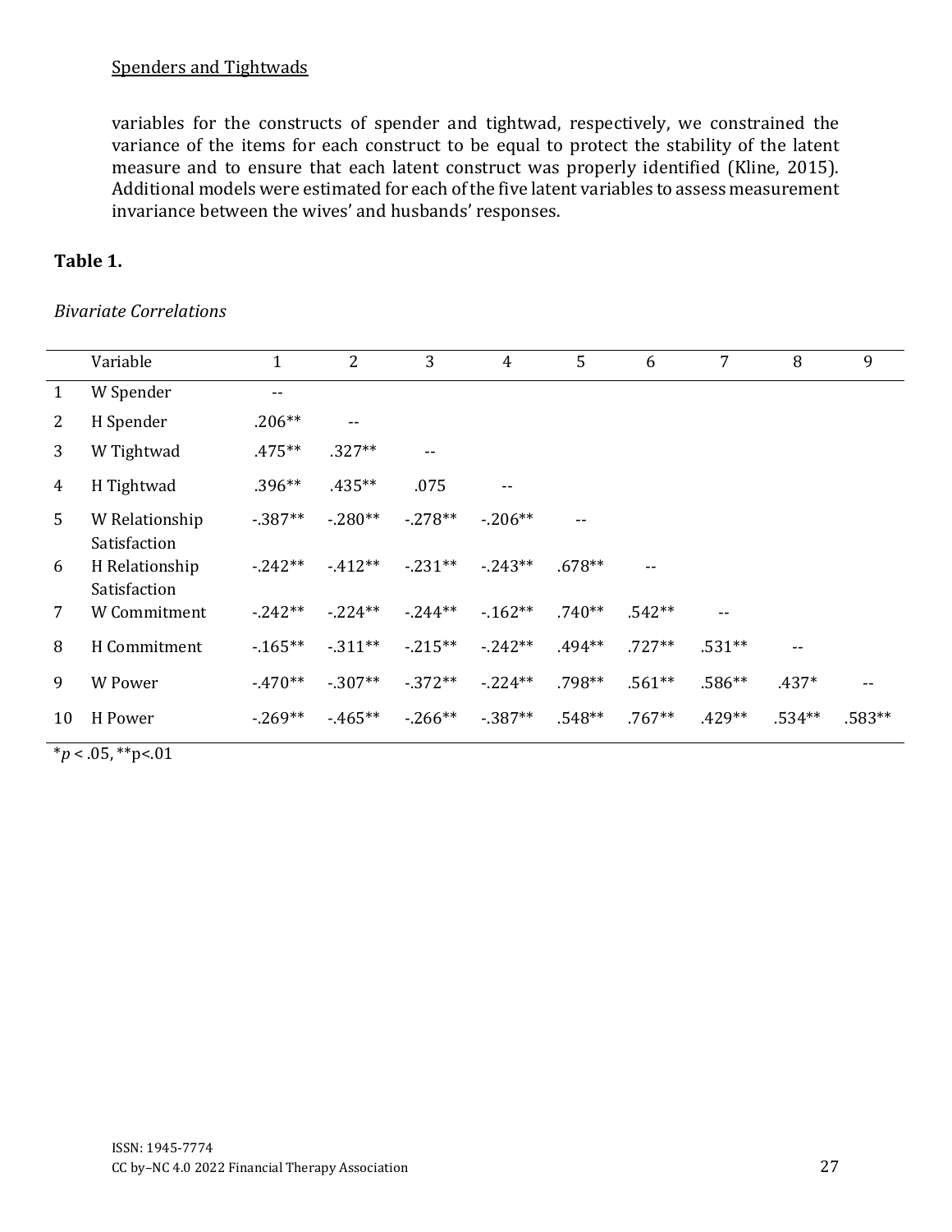variables for the constructs of spender and tightwad, respectively, we constrained the variance of the items for each construct to be equal to protect the stability of the latent measure and to ensure that each latent construct was properly identified (Kline, 2015). Additional models were estimated for each of the five latent variables to assess measurement invariance between the wives' and husbands' responses.

**Table 1.**

*Bivariate Correlations*

| | Variable | 1 | 2 | 3 | 4 | 5 | 6 | 7 | 8 | 9 |
|---|---|---|---|---|---|---|---|---|---|---|
| 1 | W Spender | -- | | | | | | | | |
| 2 | H Spender | .206** | -- | | | | | | | |
| 3 | W Tightwad | .475** | .327** | -- | | | | | | |
| 4 | H Tightwad | .396** | .435** | .075 | -- | | | | | |
| 5 | W Relationship Satisfaction | -.387** | -.280** | -.278** | -.206** | -- | | | | |
| 6 | H Relationship Satisfaction | -.242** | -.412** | -.231** | -.243** | .678** | -- | | | |
| 7 | W Commitment | -.242** | -.224** | -.244** | -.162** | .740** | .542** | -- | | |
| 8 | H Commitment | -.165** | -.311** | -.215** | -.242** | .494** | .727** | .531** | -- | |
| 9 | W Power | -.470** | -.307** | -.372** | -.224** | .798** | .561** | .586** | .437* | -- |
| 10 | H Power | -.269** | -.465** | -.266** | -.387** | .548** | .767** | .429** | .534** | .583** |

\**p* < .05, \*\*p<.01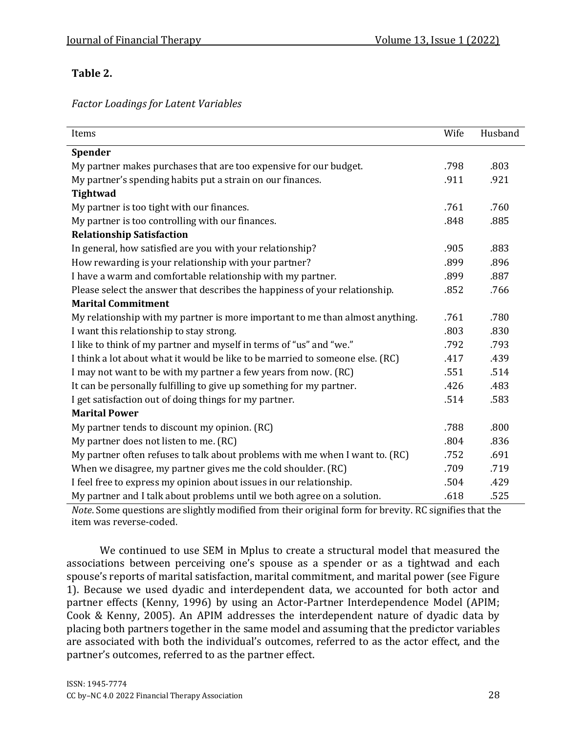**Table 2.**

*Factor Loadings for Latent Variables*

| Items | Wife | Husband |
|---|---|---|
| **Spender** | | |
| My partner makes purchases that are too expensive for our budget. | .798 | .803 |
| My partner's spending habits put a strain on our finances. | .911 | .921 |
| **Tightwad** | | |
| My partner is too tight with our finances. | .761 | .760 |
| My partner is too controlling with our finances. | .848 | .885 |
| **Relationship Satisfaction** | | |
| In general, how satisfied are you with your relationship? | .905 | .883 |
| How rewarding is your relationship with your partner? | .899 | .896 |
| I have a warm and comfortable relationship with my partner. | .899 | .887 |
| Please select the answer that describes the happiness of your relationship. | .852 | .766 |
| **Marital Commitment** | | |
| My relationship with my partner is more important to me than almost anything. | .761 | .780 |
| I want this relationship to stay strong. | .803 | .830 |
| I like to think of my partner and myself in terms of "us" and "we." | .792 | .793 |
| I think a lot about what it would be like to be married to someone else. (RC) | .417 | .439 |
| I may not want to be with my partner a few years from now. (RC) | .551 | .514 |
| It can be personally fulfilling to give up something for my partner. | .426 | .483 |
| I get satisfaction out of doing things for my partner. | .514 | .583 |
| **Marital Power** | | |
| My partner tends to discount my opinion. (RC) | .788 | .800 |
| My partner does not listen to me. (RC) | .804 | .836 |
| My partner often refuses to talk about problems with me when I want to. (RC) | .752 | .691 |
| When we disagree, my partner gives me the cold shoulder. (RC) | .709 | .719 |
| I feel free to express my opinion about issues in our relationship. | .504 | .429 |
| My partner and I talk about problems until we both agree on a solution. | .618 | .525 |

*Note*. Some questions are slightly modified from their original form for brevity. RC signifies that the item was reverse-coded.

We continued to use SEM in Mplus to create a structural model that measured the associations between perceiving one's spouse as a spender or as a tightwad and each spouse's reports of marital satisfaction, marital commitment, and marital power (see Figure 1). Because we used dyadic and interdependent data, we accounted for both actor and partner effects (Kenny, 1996) by using an Actor-Partner Interdependence Model (APIM; Cook & Kenny, 2005). An APIM addresses the interdependent nature of dyadic data by placing both partners together in the same model and assuming that the predictor variables are associated with both the individual's outcomes, referred to as the actor effect, and the partner's outcomes, referred to as the partner effect.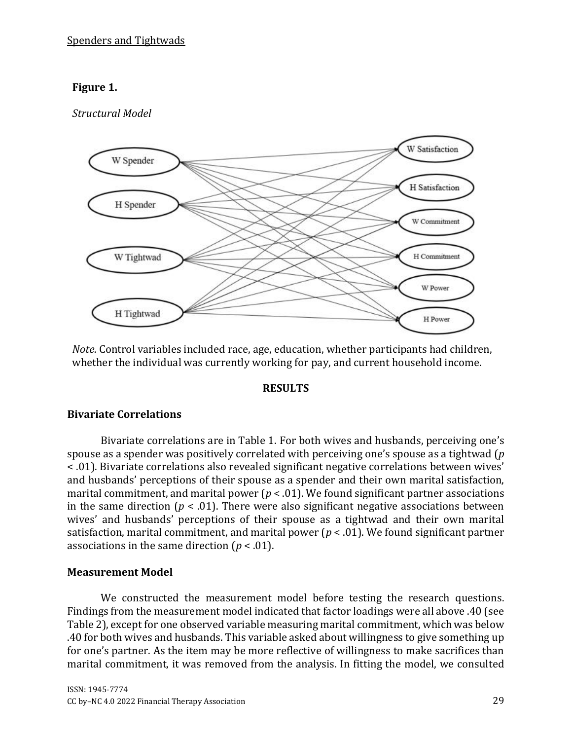**Figure 1.**

*Structural Model*

*Note.* Control variables included race, age, education, whether participants had children, whether the individual was currently working for pay, and current household income.

## RESULTS

### Bivariate Correlations

Bivariate correlations are in Table 1. For both wives and husbands, perceiving one's spouse as a spender was positively correlated with perceiving one's spouse as a tightwad ($p < .01$). Bivariate correlations also revealed significant negative correlations between wives' and husbands' perceptions of their spouse as a spender and their own marital satisfaction, marital commitment, and marital power ($p < .01$). We found significant partner associations in the same direction ($p < .01$). There were also significant negative associations between wives' and husbands' perceptions of their spouse as a tightwad and their own marital satisfaction, marital commitment, and marital power ($p < .01$). We found significant partner associations in the same direction ($p < .01$).

### Measurement Model

We constructed the measurement model before testing the research questions. Findings from the measurement model indicated that factor loadings were all above .40 (see Table 2), except for one observed variable measuring marital commitment, which was below .40 for both wives and husbands. This variable asked about willingness to give something up for one's partner. As the item may be more reflective of willingness to make sacrifices than marital commitment, it was removed from the analysis. In fitting the model, we consulted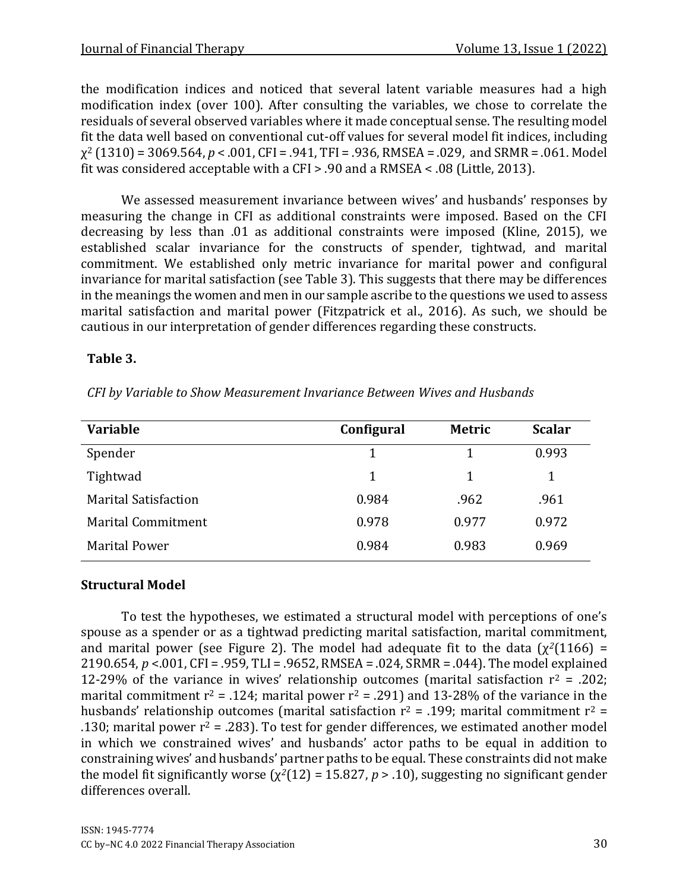the modification indices and noticed that several latent variable measures had a high modification index (over 100). After consulting the variables, we chose to correlate the residuals of several observed variables where it made conceptual sense. The resulting model fit the data well based on conventional cut-off values for several model fit indices, including $\chi^2$ (1310) = 3069.564, $p$ < .001, CFI = .941, TFI = .936, RMSEA = .029, and SRMR = .061. Model fit was considered acceptable with a CFI > .90 and a RMSEA < .08 (Little, 2013).

We assessed measurement invariance between wives' and husbands' responses by measuring the change in CFI as additional constraints were imposed. Based on the CFI decreasing by less than .01 as additional constraints were imposed (Kline, 2015), we established scalar invariance for the constructs of spender, tightwad, and marital commitment. We established only metric invariance for marital power and configural invariance for marital satisfaction (see Table 3). This suggests that there may be differences in the meanings the women and men in our sample ascribe to the questions we used to assess marital satisfaction and marital power (Fitzpatrick et al., 2016). As such, we should be cautious in our interpretation of gender differences regarding these constructs.

**Table 3.**

*CFI by Variable to Show Measurement Invariance Between Wives and Husbands*

| Variable | Configural | Metric | Scalar |
|---|---|---|---|
| Spender | 1 | 1 | 0.993 |
| Tightwad | 1 | 1 | 1 |
| Marital Satisfaction | 0.984 | .962 | .961 |
| Marital Commitment | 0.978 | 0.977 | 0.972 |
| Marital Power | 0.984 | 0.983 | 0.969 |

### Structural Model

To test the hypotheses, we estimated a structural model with perceptions of one's spouse as a spender or as a tightwad predicting marital satisfaction, marital commitment, and marital power (see Figure 2). The model had adequate fit to the data ($\chi^2$(1166) = 2190.654, $p$ <.001, CFI = .959, TLI = .9652, RMSEA = .024, SRMR = .044). The model explained 12-29% of the variance in wives' relationship outcomes (marital satisfaction $r^2$ = .202; marital commitment $r^2$ = .124; marital power $r^2$ = .291) and 13-28% of the variance in the husbands' relationship outcomes (marital satisfaction $r^2$ = .199; marital commitment $r^2$ = .130; marital power $r^2$ = .283). To test for gender differences, we estimated another model in which we constrained wives' and husbands' actor paths to be equal in addition to constraining wives' and husbands' partner paths to be equal. These constraints did not make the model fit significantly worse ($\chi^2$(12) = 15.827, $p$ > .10), suggesting no significant gender differences overall.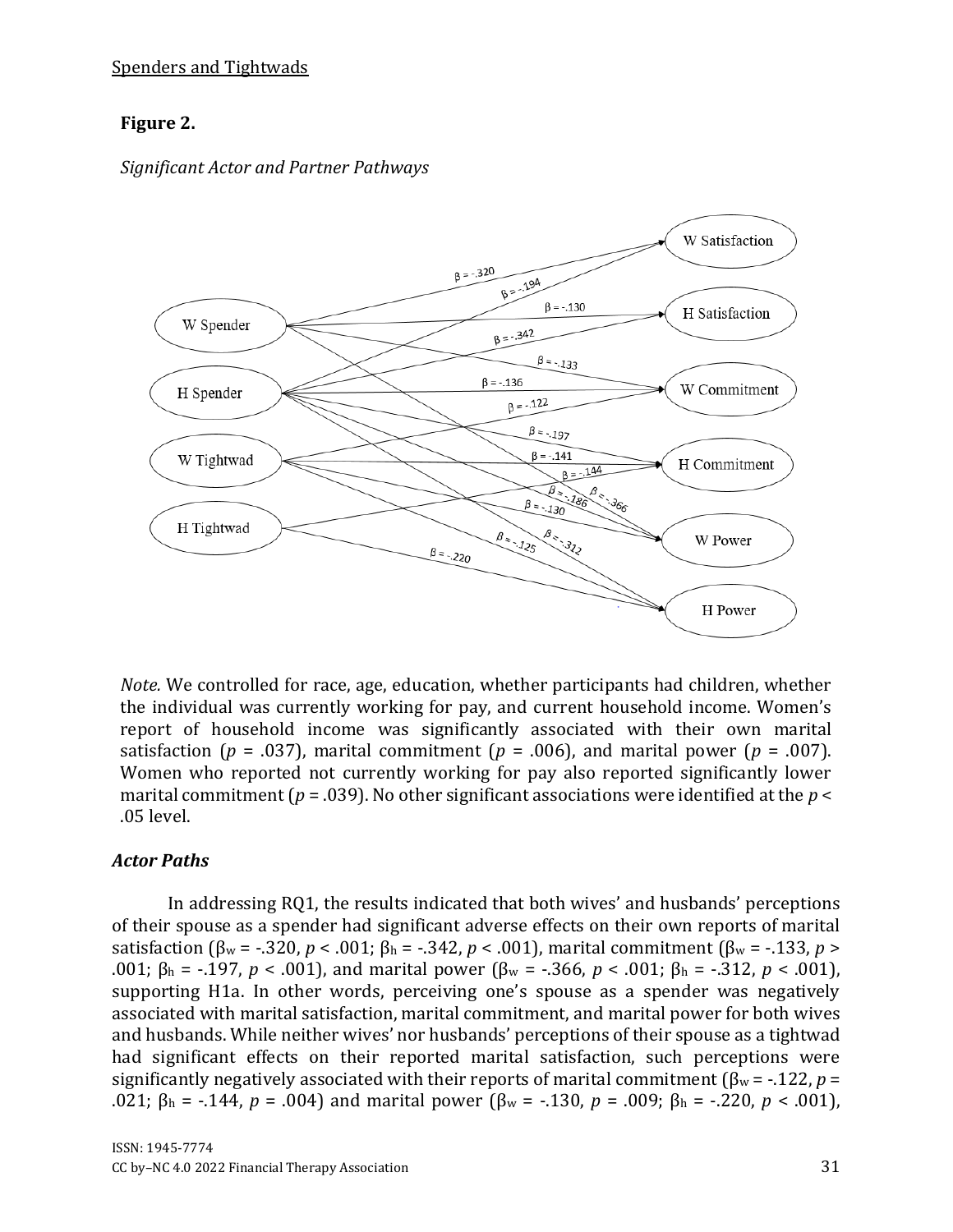**Figure 2.**

*Significant Actor and Partner Pathways*

*Note.* We controlled for race, age, education, whether participants had children, whether the individual was currently working for pay, and current household income. Women's report of household income was significantly associated with their own marital satisfaction ($p$ = .037), marital commitment ($p$ = .006), and marital power ($p$ = .007). Women who reported not currently working for pay also reported significantly lower marital commitment ($p$ = .039). No other significant associations were identified at the $p$ < .05 level.

### *Actor Paths*

In addressing RQ1, the results indicated that both wives' and husbands' perceptions of their spouse as a spender had significant adverse effects on their own reports of marital satisfaction ($\beta_w$ = -.320, $p$ < .001; $\beta_h$ = -.342, $p$ < .001), marital commitment ($\beta_w$ = -.133, $p$ > .001; $\beta_h$ = -.197, $p$ < .001), and marital power ($\beta_w$ = -.366, $p$ < .001; $\beta_h$ = -.312, $p$ < .001), supporting H1a. In other words, perceiving one's spouse as a spender was negatively associated with marital satisfaction, marital commitment, and marital power for both wives and husbands. While neither wives' nor husbands' perceptions of their spouse as a tightwad had significant effects on their reported marital satisfaction, such perceptions were significantly negatively associated with their reports of marital commitment ($\beta_w$ = -.122, $p$ = .021; $\beta_h$ = -.144, $p$ = .004) and marital power ($\beta_w$ = -.130, $p$ = .009; $\beta_h$ = -.220, $p$ < .001),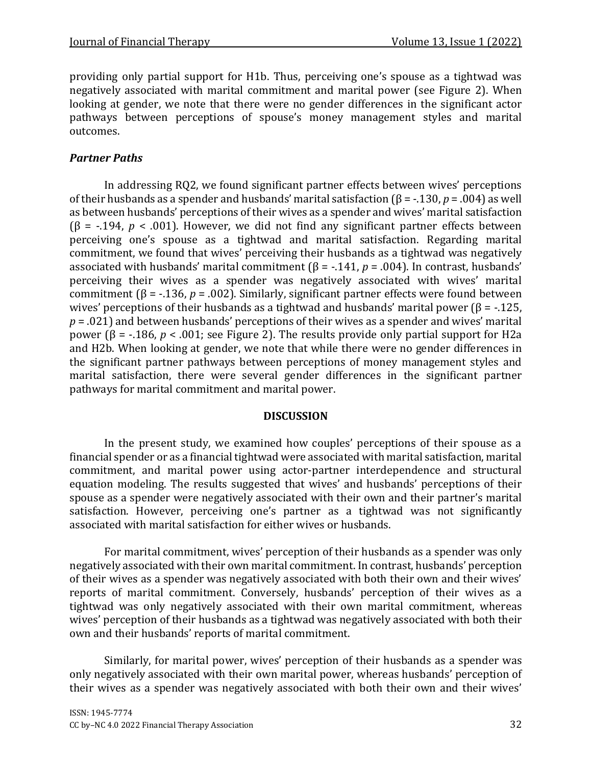providing only partial support for H1b. Thus, perceiving one's spouse as a tightwad was negatively associated with marital commitment and marital power (see Figure 2). When looking at gender, we note that there were no gender differences in the significant actor pathways between perceptions of spouse's money management styles and marital outcomes.

### *Partner Paths*

In addressing RQ2, we found significant partner effects between wives' perceptions of their husbands as a spender and husbands' marital satisfaction ($\beta$ = -.130, $p$ = .004) as well as between husbands' perceptions of their wives as a spender and wives' marital satisfaction ($\beta$ = -.194, $p$ < .001). However, we did not find any significant partner effects between perceiving one's spouse as a tightwad and marital satisfaction. Regarding marital commitment, we found that wives' perceiving their husbands as a tightwad was negatively associated with husbands' marital commitment ($\beta$ = -.141, $p$ = .004). In contrast, husbands' perceiving their wives as a spender was negatively associated with wives' marital commitment ($\beta$ = -.136, $p$ = .002). Similarly, significant partner effects were found between wives' perceptions of their husbands as a tightwad and husbands' marital power ($\beta$ = -.125, $p$ = .021) and between husbands' perceptions of their wives as a spender and wives' marital power ($\beta$ = -.186, $p$ < .001; see Figure 2). The results provide only partial support for H2a and H2b. When looking at gender, we note that while there were no gender differences in the significant partner pathways between perceptions of money management styles and marital satisfaction, there were several gender differences in the significant partner pathways for marital commitment and marital power.

## DISCUSSION

In the present study, we examined how couples' perceptions of their spouse as a financial spender or as a financial tightwad were associated with marital satisfaction, marital commitment, and marital power using actor-partner interdependence and structural equation modeling. The results suggested that wives' and husbands' perceptions of their spouse as a spender were negatively associated with their own and their partner's marital satisfaction. However, perceiving one's partner as a tightwad was not significantly associated with marital satisfaction for either wives or husbands.

For marital commitment, wives' perception of their husbands as a spender was only negatively associated with their own marital commitment. In contrast, husbands' perception of their wives as a spender was negatively associated with both their own and their wives' reports of marital commitment. Conversely, husbands' perception of their wives as a tightwad was only negatively associated with their own marital commitment, whereas wives' perception of their husbands as a tightwad was negatively associated with both their own and their husbands' reports of marital commitment.

Similarly, for marital power, wives' perception of their husbands as a spender was only negatively associated with their own marital power, whereas husbands' perception of their wives as a spender was negatively associated with both their own and their wives'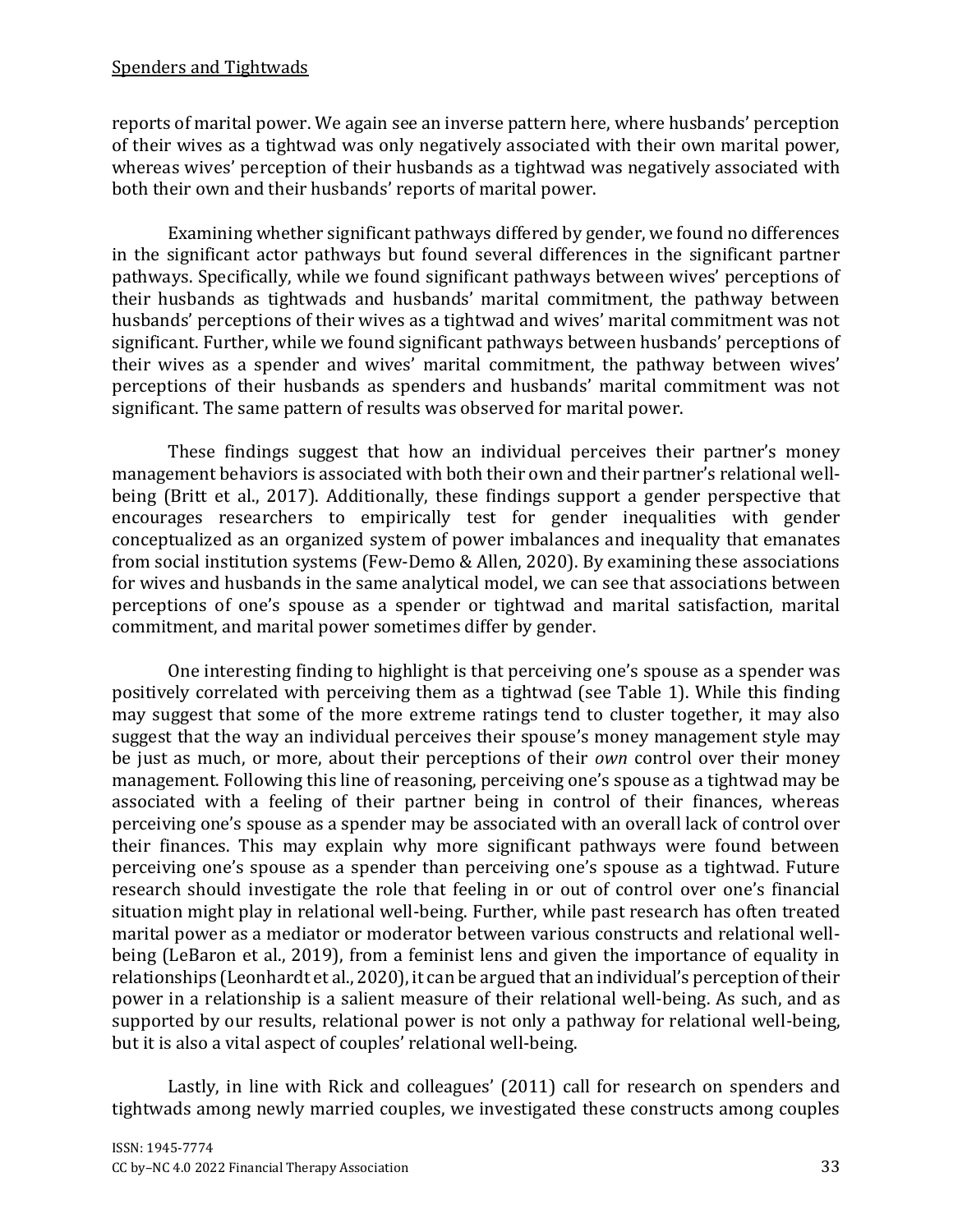reports of marital power. We again see an inverse pattern here, where husbands' perception of their wives as a tightwad was only negatively associated with their own marital power, whereas wives' perception of their husbands as a tightwad was negatively associated with both their own and their husbands' reports of marital power.

Examining whether significant pathways differed by gender, we found no differences in the significant actor pathways but found several differences in the significant partner pathways. Specifically, while we found significant pathways between wives' perceptions of their husbands as tightwads and husbands' marital commitment, the pathway between husbands' perceptions of their wives as a tightwad and wives' marital commitment was not significant. Further, while we found significant pathways between husbands' perceptions of their wives as a spender and wives' marital commitment, the pathway between wives' perceptions of their husbands as spenders and husbands' marital commitment was not significant. The same pattern of results was observed for marital power.

These findings suggest that how an individual perceives their partner's money management behaviors is associated with both their own and their partner's relational well-being (Britt et al., 2017). Additionally, these findings support a gender perspective that encourages researchers to empirically test for gender inequalities with gender conceptualized as an organized system of power imbalances and inequality that emanates from social institution systems (Few-Demo & Allen, 2020). By examining these associations for wives and husbands in the same analytical model, we can see that associations between perceptions of one's spouse as a spender or tightwad and marital satisfaction, marital commitment, and marital power sometimes differ by gender.

One interesting finding to highlight is that perceiving one's spouse as a spender was positively correlated with perceiving them as a tightwad (see Table 1). While this finding may suggest that some of the more extreme ratings tend to cluster together, it may also suggest that the way an individual perceives their spouse's money management style may be just as much, or more, about their perceptions of their *own* control over their money management. Following this line of reasoning, perceiving one's spouse as a tightwad may be associated with a feeling of their partner being in control of their finances, whereas perceiving one's spouse as a spender may be associated with an overall lack of control over their finances. This may explain why more significant pathways were found between perceiving one's spouse as a spender than perceiving one's spouse as a tightwad. Future research should investigate the role that feeling in or out of control over one's financial situation might play in relational well-being. Further, while past research has often treated marital power as a mediator or moderator between various constructs and relational well-being (LeBaron et al., 2019), from a feminist lens and given the importance of equality in relationships (Leonhardt et al., 2020), it can be argued that an individual's perception of their power in a relationship is a salient measure of their relational well-being. As such, and as supported by our results, relational power is not only a pathway for relational well-being, but it is also a vital aspect of couples' relational well-being.

Lastly, in line with Rick and colleagues' (2011) call for research on spenders and tightwads among newly married couples, we investigated these constructs among couples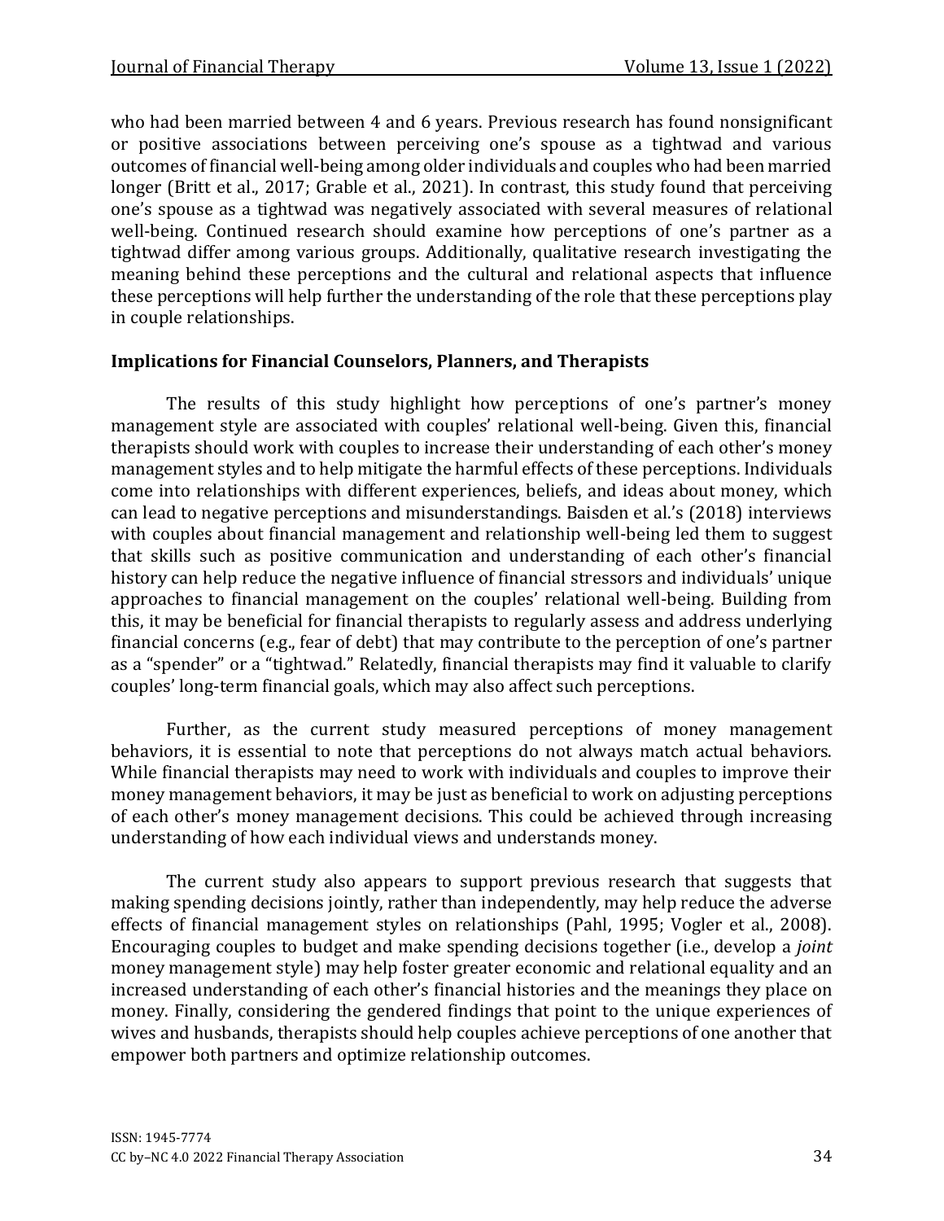who had been married between 4 and 6 years. Previous research has found nonsignificant or positive associations between perceiving one's spouse as a tightwad and various outcomes of financial well-being among older individuals and couples who had been married longer (Britt et al., 2017; Grable et al., 2021). In contrast, this study found that perceiving one's spouse as a tightwad was negatively associated with several measures of relational well-being. Continued research should examine how perceptions of one's partner as a tightwad differ among various groups. Additionally, qualitative research investigating the meaning behind these perceptions and the cultural and relational aspects that influence these perceptions will help further the understanding of the role that these perceptions play in couple relationships.

### Implications for Financial Counselors, Planners, and Therapists

The results of this study highlight how perceptions of one's partner's money management style are associated with couples' relational well-being. Given this, financial therapists should work with couples to increase their understanding of each other's money management styles and to help mitigate the harmful effects of these perceptions. Individuals come into relationships with different experiences, beliefs, and ideas about money, which can lead to negative perceptions and misunderstandings. Baisden et al.'s (2018) interviews with couples about financial management and relationship well-being led them to suggest that skills such as positive communication and understanding of each other's financial history can help reduce the negative influence of financial stressors and individuals' unique approaches to financial management on the couples' relational well-being. Building from this, it may be beneficial for financial therapists to regularly assess and address underlying financial concerns (e.g., fear of debt) that may contribute to the perception of one's partner as a "spender" or a "tightwad." Relatedly, financial therapists may find it valuable to clarify couples' long-term financial goals, which may also affect such perceptions.

Further, as the current study measured perceptions of money management behaviors, it is essential to note that perceptions do not always match actual behaviors. While financial therapists may need to work with individuals and couples to improve their money management behaviors, it may be just as beneficial to work on adjusting perceptions of each other's money management decisions. This could be achieved through increasing understanding of how each individual views and understands money.

The current study also appears to support previous research that suggests that making spending decisions jointly, rather than independently, may help reduce the adverse effects of financial management styles on relationships (Pahl, 1995; Vogler et al., 2008). Encouraging couples to budget and make spending decisions together (i.e., develop a *joint* money management style) may help foster greater economic and relational equality and an increased understanding of each other's financial histories and the meanings they place on money. Finally, considering the gendered findings that point to the unique experiences of wives and husbands, therapists should help couples achieve perceptions of one another that empower both partners and optimize relationship outcomes.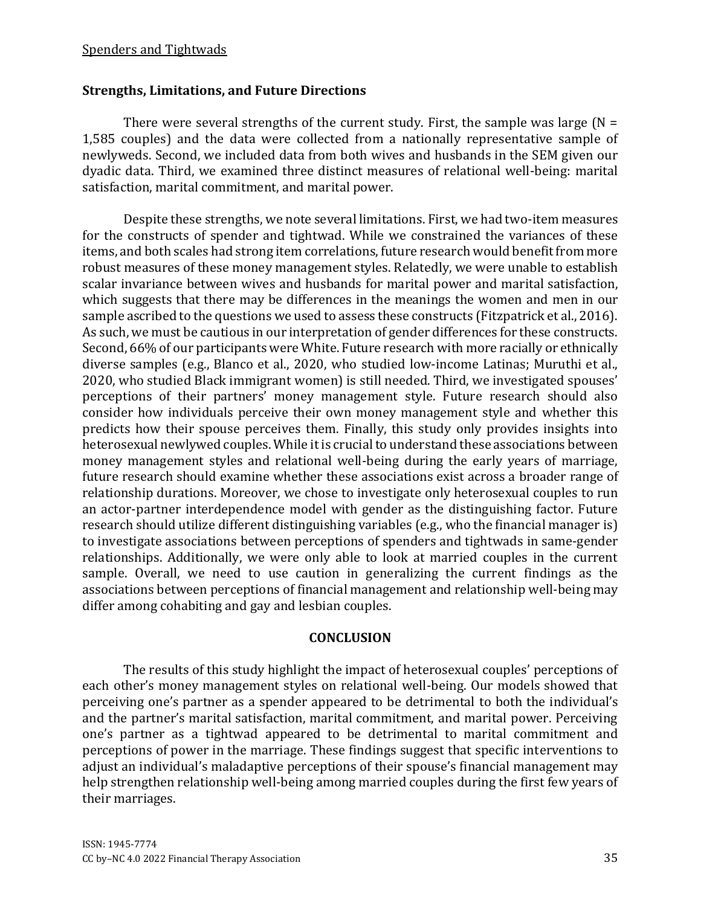### Strengths, Limitations, and Future Directions

There were several strengths of the current study. First, the sample was large (N = 1,585 couples) and the data were collected from a nationally representative sample of newlyweds. Second, we included data from both wives and husbands in the SEM given our dyadic data. Third, we examined three distinct measures of relational well-being: marital satisfaction, marital commitment, and marital power.

Despite these strengths, we note several limitations. First, we had two-item measures for the constructs of spender and tightwad. While we constrained the variances of these items, and both scales had strong item correlations, future research would benefit from more robust measures of these money management styles. Relatedly, we were unable to establish scalar invariance between wives and husbands for marital power and marital satisfaction, which suggests that there may be differences in the meanings the women and men in our sample ascribed to the questions we used to assess these constructs (Fitzpatrick et al., 2016). As such, we must be cautious in our interpretation of gender differences for these constructs. Second, 66% of our participants were White. Future research with more racially or ethnically diverse samples (e.g., Blanco et al., 2020, who studied low-income Latinas; Muruthi et al., 2020, who studied Black immigrant women) is still needed. Third, we investigated spouses' perceptions of their partners' money management style. Future research should also consider how individuals perceive their own money management style and whether this predicts how their spouse perceives them. Finally, this study only provides insights into heterosexual newlywed couples. While it is crucial to understand these associations between money management styles and relational well-being during the early years of marriage, future research should examine whether these associations exist across a broader range of relationship durations. Moreover, we chose to investigate only heterosexual couples to run an actor-partner interdependence model with gender as the distinguishing factor. Future research should utilize different distinguishing variables (e.g., who the financial manager is) to investigate associations between perceptions of spenders and tightwads in same-gender relationships. Additionally, we were only able to look at married couples in the current sample. Overall, we need to use caution in generalizing the current findings as the associations between perceptions of financial management and relationship well-being may differ among cohabiting and gay and lesbian couples.

## CONCLUSION

The results of this study highlight the impact of heterosexual couples' perceptions of each other's money management styles on relational well-being. Our models showed that perceiving one's partner as a spender appeared to be detrimental to both the individual's and the partner's marital satisfaction, marital commitment, and marital power. Perceiving one's partner as a tightwad appeared to be detrimental to marital commitment and perceptions of power in the marriage. These findings suggest that specific interventions to adjust an individual's maladaptive perceptions of their spouse's financial management may help strengthen relationship well-being among married couples during the first few years of their marriages.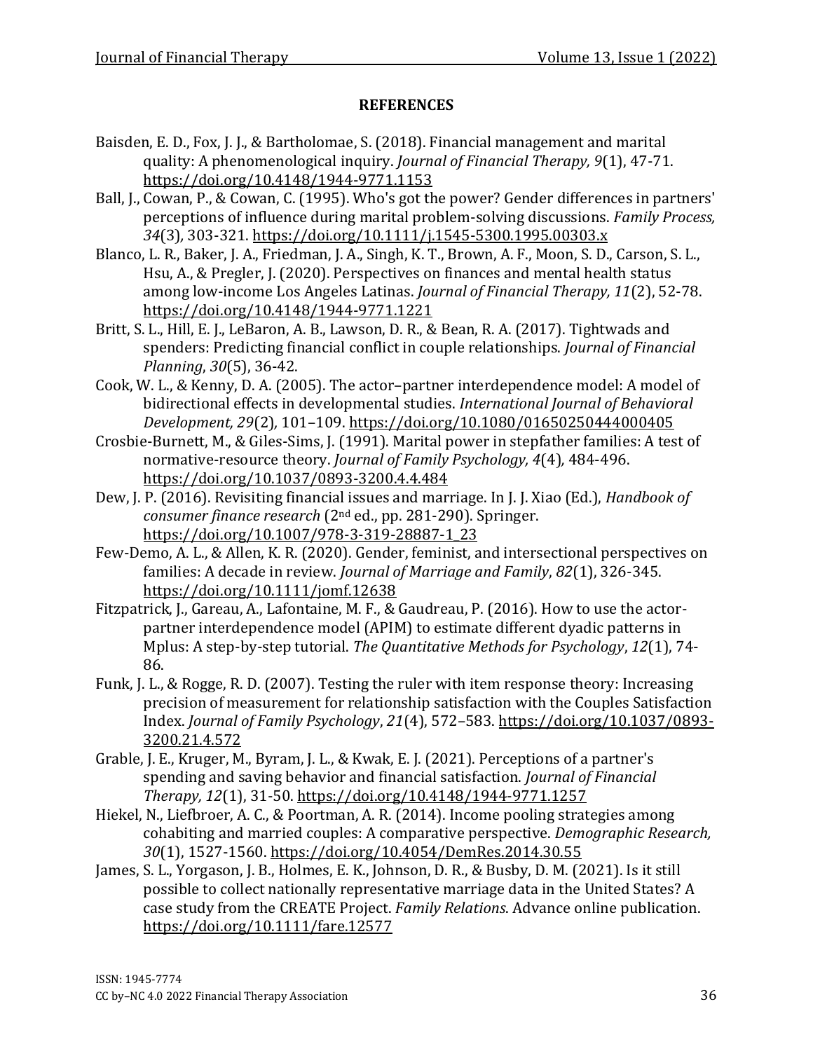## REFERENCES

Baisden, E. D., Fox, J. J., & Bartholomae, S. (2018). Financial management and marital quality: A phenomenological inquiry. *Journal of Financial Therapy, 9*(1), 47-71. https://doi.org/10.4148/1944-9771.1153

Ball, J., Cowan, P., & Cowan, C. (1995). Who's got the power? Gender differences in partners' perceptions of influence during marital problem-solving discussions. *Family Process, 34*(3), 303-321. https://doi.org/10.1111/j.1545-5300.1995.00303.x

Blanco, L. R., Baker, J. A., Friedman, J. A., Singh, K. T., Brown, A. F., Moon, S. D., Carson, S. L., Hsu, A., & Pregler, J. (2020). Perspectives on finances and mental health status among low-income Los Angeles Latinas. *Journal of Financial Therapy, 11*(2), 52-78. https://doi.org/10.4148/1944-9771.1221

Britt, S. L., Hill, E. J., LeBaron, A. B., Lawson, D. R., & Bean, R. A. (2017). Tightwads and spenders: Predicting financial conflict in couple relationships. *Journal of Financial Planning*, *30*(5), 36-42.

Cook, W. L., & Kenny, D. A. (2005). The actor–partner interdependence model: A model of bidirectional effects in developmental studies. *International Journal of Behavioral Development, 29*(2), 101–109. https://doi.org/10.1080/01650250444000405

Crosbie-Burnett, M., & Giles-Sims, J. (1991). Marital power in stepfather families: A test of normative-resource theory. *Journal of Family Psychology, 4*(4), 484-496. https://doi.org/10.1037/0893-3200.4.4.484

Dew, J. P. (2016). Revisiting financial issues and marriage. In J. J. Xiao (Ed.), *Handbook of consumer finance research* (2nd ed., pp. 281-290). Springer. https://doi.org/10.1007/978-3-319-28887-1_23

Few-Demo, A. L., & Allen, K. R. (2020). Gender, feminist, and intersectional perspectives on families: A decade in review. *Journal of Marriage and Family*, *82*(1), 326-345. https://doi.org/10.1111/jomf.12638

Fitzpatrick, J., Gareau, A., Lafontaine, M. F., & Gaudreau, P. (2016). How to use the actor-partner interdependence model (APIM) to estimate different dyadic patterns in Mplus: A step-by-step tutorial. *The Quantitative Methods for Psychology*, *12*(1), 74-86.

Funk, J. L., & Rogge, R. D. (2007). Testing the ruler with item response theory: Increasing precision of measurement for relationship satisfaction with the Couples Satisfaction Index. *Journal of Family Psychology*, *21*(4), 572–583. https://doi.org/10.1037/0893-3200.21.4.572

Grable, J. E., Kruger, M., Byram, J. L., & Kwak, E. J. (2021). Perceptions of a partner's spending and saving behavior and financial satisfaction. *Journal of Financial Therapy, 12*(1), 31-50. https://doi.org/10.4148/1944-9771.1257

Hiekel, N., Liefbroer, A. C., & Poortman, A. R. (2014). Income pooling strategies among cohabiting and married couples: A comparative perspective. *Demographic Research, 30*(1), 1527-1560. https://doi.org/10.4054/DemRes.2014.30.55

James, S. L., Yorgason, J. B., Holmes, E. K., Johnson, D. R., & Busby, D. M. (2021). Is it still possible to collect nationally representative marriage data in the United States? A case study from the CREATE Project. *Family Relations*. Advance online publication. https://doi.org/10.1111/fare.12577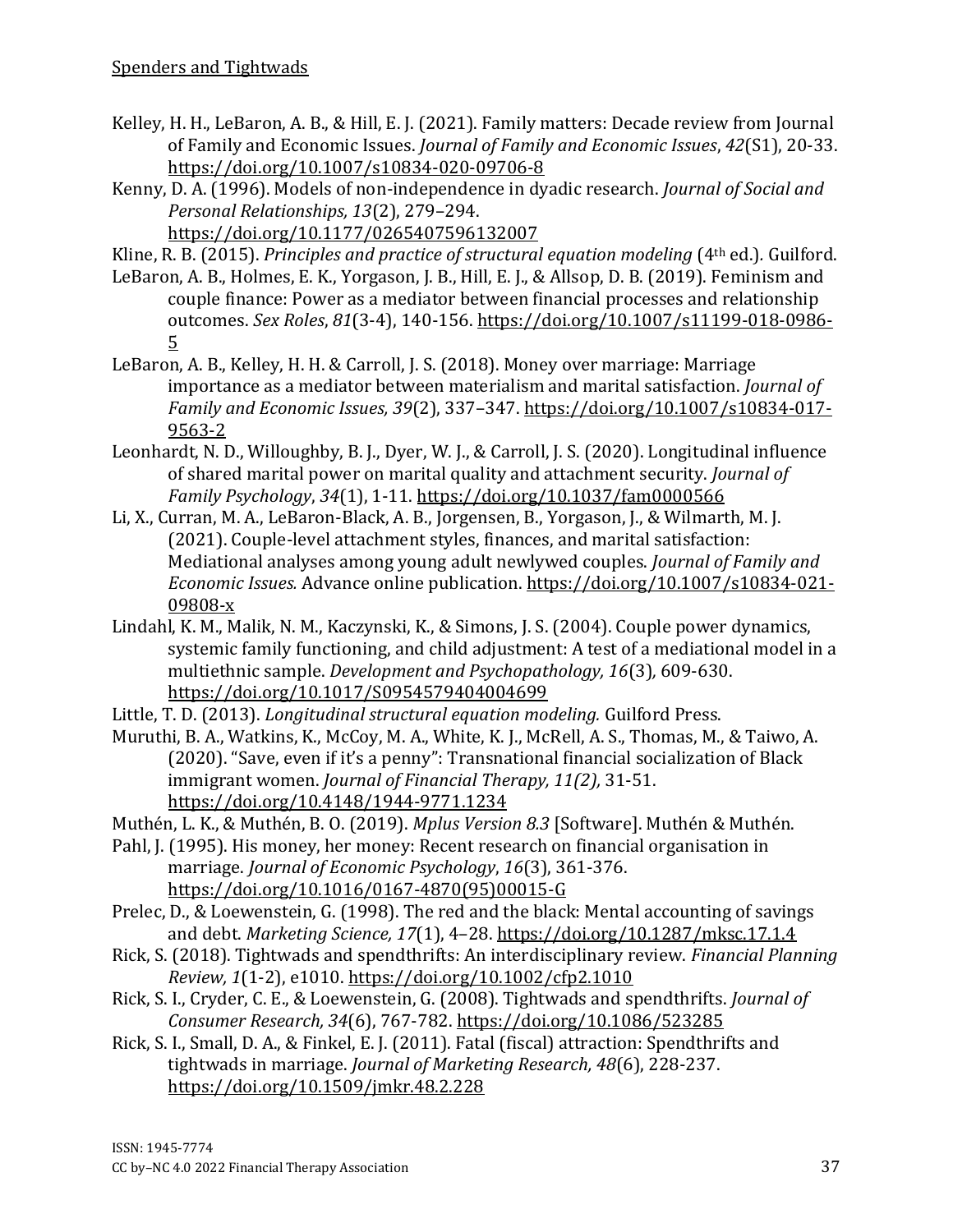Kelley, H. H., LeBaron, A. B., & Hill, E. J. (2021). Family matters: Decade review from Journal of Family and Economic Issues. *Journal of Family and Economic Issues*, *42*(S1), 20-33. https://doi.org/10.1007/s10834-020-09706-8

Kenny, D. A. (1996). Models of non-independence in dyadic research. *Journal of Social and Personal Relationships, 13*(2), 279–294. https://doi.org/10.1177/0265407596132007

Kline, R. B. (2015). *Principles and practice of structural equation modeling* (4th ed.). Guilford.

LeBaron, A. B., Holmes, E. K., Yorgason, J. B., Hill, E. J., & Allsop, D. B. (2019). Feminism and couple finance: Power as a mediator between financial processes and relationship outcomes. *Sex Roles*, *81*(3-4), 140-156. https://doi.org/10.1007/s11199-018-0986-5

LeBaron, A. B., Kelley, H. H. & Carroll, J. S. (2018). Money over marriage: Marriage importance as a mediator between materialism and marital satisfaction. *Journal of Family and Economic Issues, 39*(2), 337–347. https://doi.org/10.1007/s10834-017-9563-2

Leonhardt, N. D., Willoughby, B. J., Dyer, W. J., & Carroll, J. S. (2020). Longitudinal influence of shared marital power on marital quality and attachment security. *Journal of Family Psychology*, *34*(1), 1-11. https://doi.org/10.1037/fam0000566

Li, X., Curran, M. A., LeBaron-Black, A. B., Jorgensen, B., Yorgason, J., & Wilmarth, M. J. (2021). Couple-level attachment styles, finances, and marital satisfaction: Mediational analyses among young adult newlywed couples. *Journal of Family and Economic Issues.* Advance online publication. https://doi.org/10.1007/s10834-021-09808-x

Lindahl, K. M., Malik, N. M., Kaczynski, K., & Simons, J. S. (2004). Couple power dynamics, systemic family functioning, and child adjustment: A test of a mediational model in a multiethnic sample. *Development and Psychopathology, 16*(3), 609-630. https://doi.org/10.1017/S0954579404004699

Little, T. D. (2013). *Longitudinal structural equation modeling.* Guilford Press.

Muruthi, B. A., Watkins, K., McCoy, M. A., White, K. J., McRell, A. S., Thomas, M., & Taiwo, A. (2020). "Save, even if it's a penny": Transnational financial socialization of Black immigrant women. *Journal of Financial Therapy, 11(2),* 31-51. https://doi.org/10.4148/1944-9771.1234

Muthén, L. K., & Muthén, B. O. (2019). *Mplus Version 8.3* [Software]. Muthén & Muthén.

Pahl, J. (1995). His money, her money: Recent research on financial organisation in marriage. *Journal of Economic Psychology*, *16*(3), 361-376. https://doi.org/10.1016/0167-4870(95)00015-G

Prelec, D., & Loewenstein, G. (1998). The red and the black: Mental accounting of savings and debt. *Marketing Science, 17*(1), 4–28. https://doi.org/10.1287/mksc.17.1.4

Rick, S. (2018). Tightwads and spendthrifts: An interdisciplinary review. *Financial Planning Review, 1*(1-2), e1010. https://doi.org/10.1002/cfp2.1010

Rick, S. I., Cryder, C. E., & Loewenstein, G. (2008). Tightwads and spendthrifts. *Journal of Consumer Research, 34*(6), 767-782. https://doi.org/10.1086/523285

Rick, S. I., Small, D. A., & Finkel, E. J. (2011). Fatal (fiscal) attraction: Spendthrifts and tightwads in marriage. *Journal of Marketing Research, 48*(6), 228-237. https://doi.org/10.1509/jmkr.48.2.228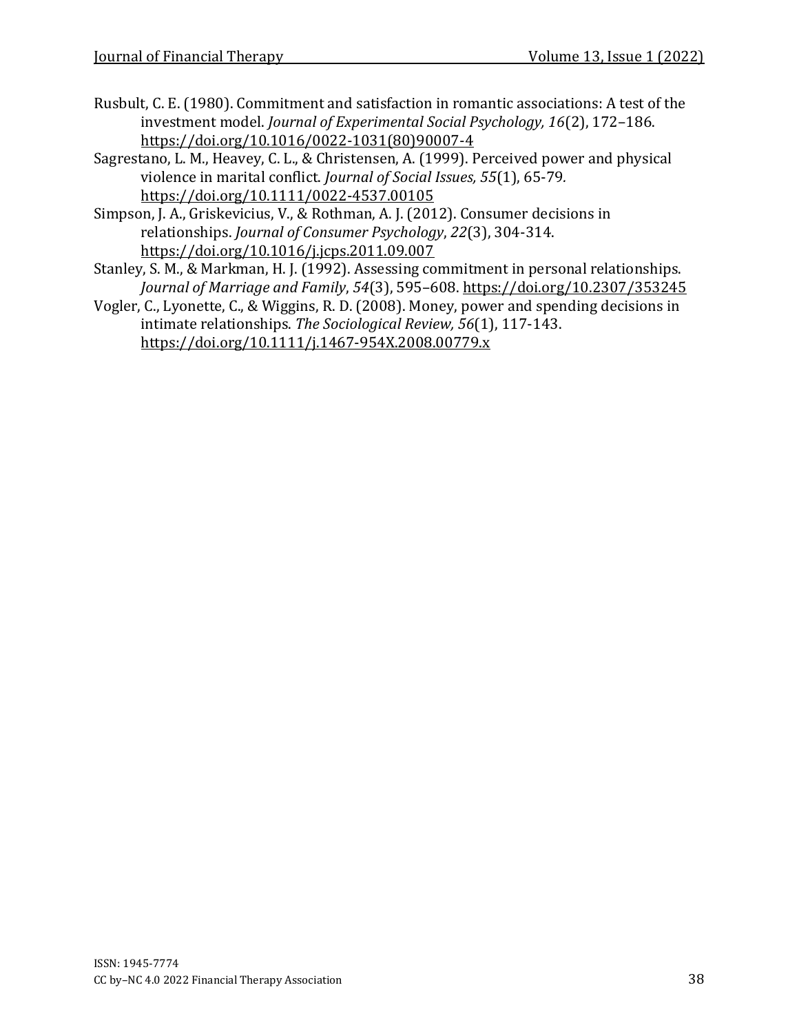Rusbult, C. E. (1980). Commitment and satisfaction in romantic associations: A test of the investment model. *Journal of Experimental Social Psychology, 16*(2), 172–186. https://doi.org/10.1016/0022-1031(80)90007-4

Sagrestano, L. M., Heavey, C. L., & Christensen, A. (1999). Perceived power and physical violence in marital conflict. *Journal of Social Issues, 55*(1), 65-79. https://doi.org/10.1111/0022-4537.00105

Simpson, J. A., Griskevicius, V., & Rothman, A. J. (2012). Consumer decisions in relationships. *Journal of Consumer Psychology*, *22*(3), 304-314. https://doi.org/10.1016/j.jcps.2011.09.007

Stanley, S. M., & Markman, H. J. (1992). Assessing commitment in personal relationships. *Journal of Marriage and Family*, *54*(3), 595–608. https://doi.org/10.2307/353245

Vogler, C., Lyonette, C., & Wiggins, R. D. (2008). Money, power and spending decisions in intimate relationships. *The Sociological Review, 56*(1), 117-143. https://doi.org/10.1111/j.1467-954X.2008.00779.x